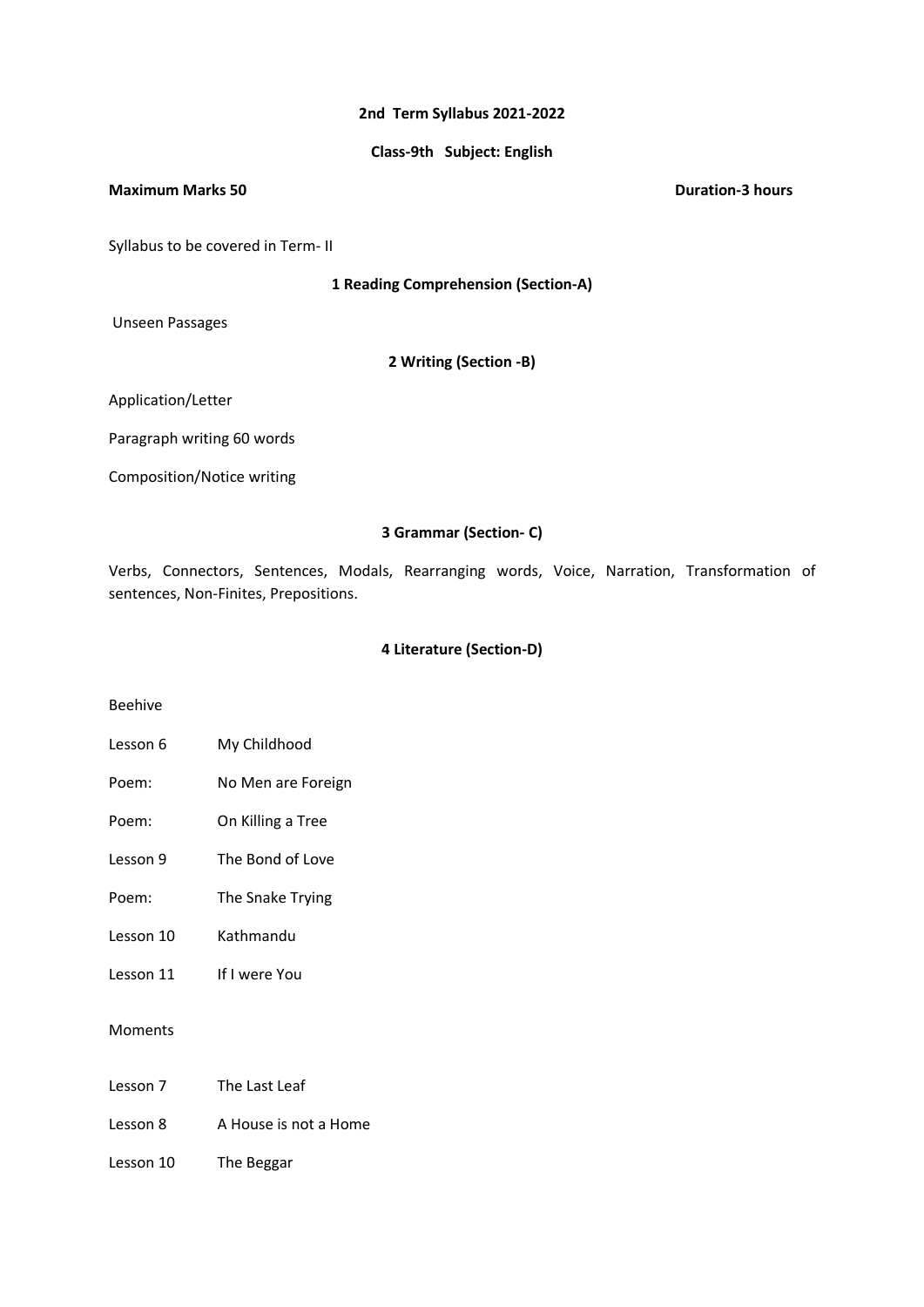## 2nd Term Syllabus 2021-2022

### Class-9th Subject: English

**Maximum Marks 50** **Duration-3 hours**

Syllabus to be covered in Term- II

### 1 Reading Comprehension (Section-A)

Unseen Passages

### 2 Writing (Section -B)

Application/Letter

Paragraph writing 60 words

Composition/Notice writing

### 3 Grammar (Section- C)

Verbs, Connectors, Sentences, Modals, Rearranging words, Voice, Narration, Transformation of sentences, Non-Finites, Prepositions.

### 4 Literature (Section-D)

Beehive

| | |
|---|---|
| Lesson 6 | My Childhood |
| Poem: | No Men are Foreign |
| Poem: | On Killing a Tree |
| Lesson 9 | The Bond of Love |
| Poem: | The Snake Trying |
| Lesson 10 | Kathmandu |
| Lesson 11 | If I were You |

Moments

| | |
|---|---|
| Lesson 7 | The Last Leaf |
| Lesson 8 | A House is not a Home |
| Lesson 10 | The Beggar |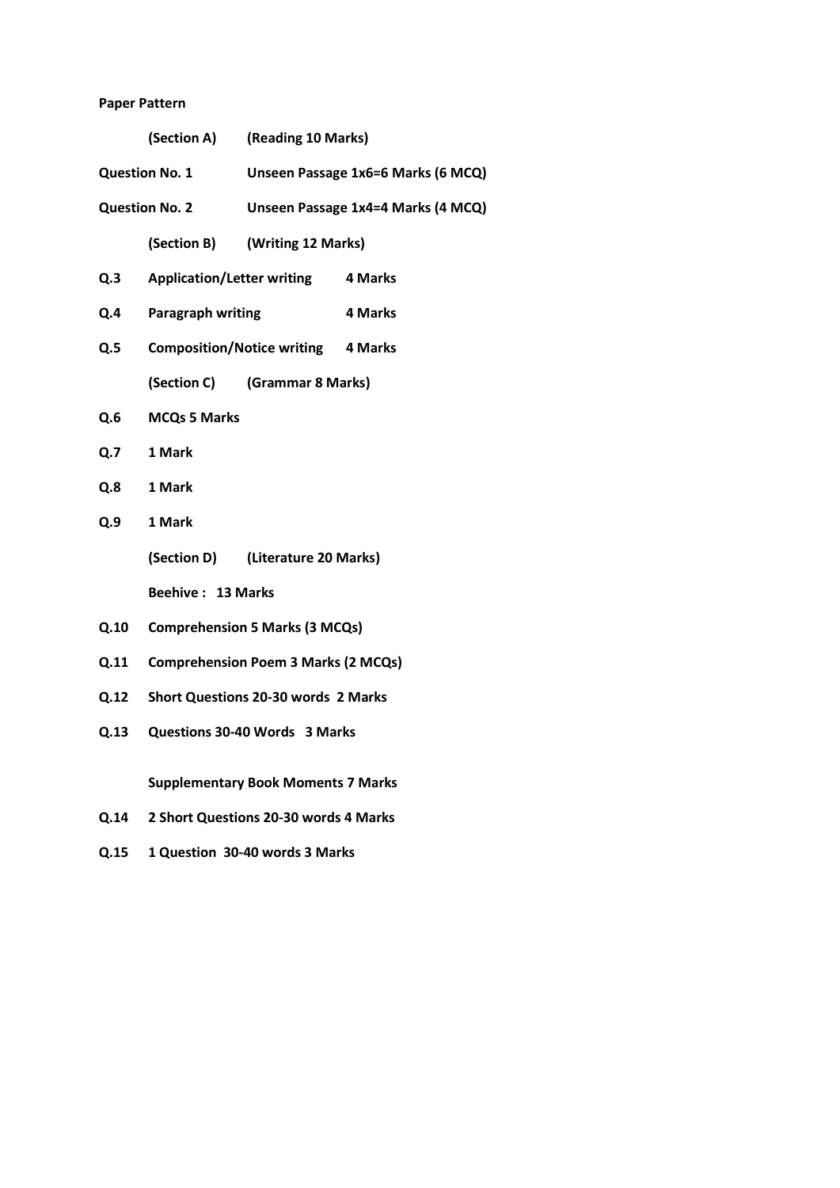**Paper Pattern**

**(Section A) (Reading 10 Marks)**

**Question No. 1** **Unseen Passage 1x6=6 Marks (6 MCQ)**

**Question No. 2** **Unseen Passage 1x4=4 Marks (4 MCQ)**

**(Section B) (Writing 12 Marks)**

**Q.3** **Application/Letter writing** **4 Marks**

**Q.4** **Paragraph writing** **4 Marks**

**Q.5** **Composition/Notice writing** **4 Marks**

**(Section C) (Grammar 8 Marks)**

**Q.6** **MCQs 5 Marks**

**Q.7** **1 Mark**

**Q.8** **1 Mark**

**Q.9** **1 Mark**

**(Section D) (Literature 20 Marks)**

**Beehive : 13 Marks**

**Q.10** **Comprehension 5 Marks (3 MCQs)**

**Q.11** **Comprehension Poem 3 Marks (2 MCQs)**

**Q.12** **Short Questions 20-30 words 2 Marks**

**Q.13** **Questions 30-40 Words 3 Marks**

**Supplementary Book Moments 7 Marks**

**Q.14** **2 Short Questions 20-30 words 4 Marks**

**Q.15** **1 Question 30-40 words 3 Marks**